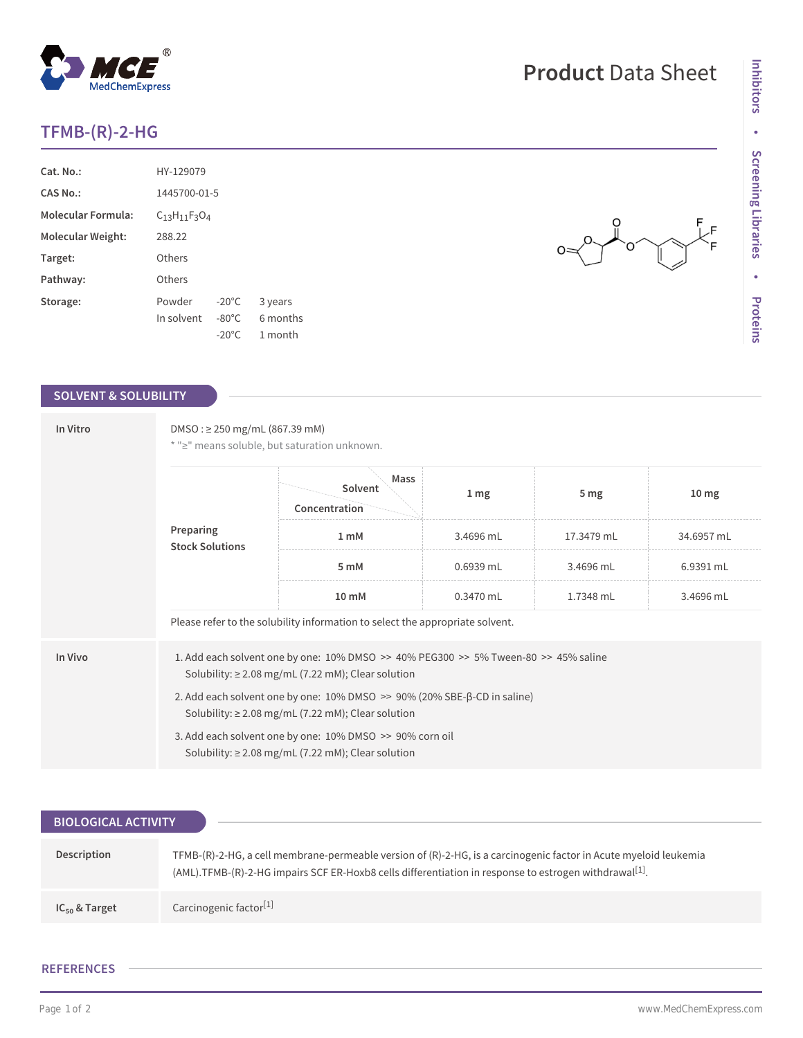# TFMB-(R)-2-HG

| | | | |
|---|---|---|---|
| **Cat. No.:** | HY-129079 | | |
| **CAS No.:** | 1445700-01-5 | | |
| **Molecular Formula:** | $C_{13}H_{11}F_3O_4$ | | |
| **Molecular Weight:** | 288.22 | | |
| **Target:** | Others | | |
| **Pathway:** | Others | | |
| **Storage:** | Powder | -20°C | 3 years |
| | In solvent | -80°C | 6 months |
| | | -20°C | 1 month |

## SOLVENT & SOLUBILITY

**In Vitro**

DMSO : ≥ 250 mg/mL (867.39 mM)

* "≥" means soluble, but saturation unknown.

**Preparing Stock Solutions**

| Solvent Concentration / Mass | 1 mg | 5 mg | 10 mg |
|---|---|---|---|
| 1 mM | 3.4696 mL | 17.3479 mL | 34.6957 mL |
| 5 mM | 0.6939 mL | 3.4696 mL | 6.9391 mL |
| 10 mM | 0.3470 mL | 1.7348 mL | 3.4696 mL |

Please refer to the solubility information to select the appropriate solvent.

**In Vivo**

1. Add each solvent one by one: 10% DMSO >> 40% PEG300 >> 5% Tween-80 >> 45% saline
   Solubility: ≥ 2.08 mg/mL (7.22 mM); Clear solution
2. Add each solvent one by one: 10% DMSO >> 90% (20% SBE-β-CD in saline)
   Solubility: ≥ 2.08 mg/mL (7.22 mM); Clear solution
3. Add each solvent one by one: 10% DMSO >> 90% corn oil
   Solubility: ≥ 2.08 mg/mL (7.22 mM); Clear solution

## BIOLOGICAL ACTIVITY

**Description**

TFMB-(R)-2-HG, a cell membrane-permeable version of (R)-2-HG, is a carcinogenic factor in Acute myeloid leukemia (AML).TFMB-(R)-2-HG impairs SCF ER-Hoxb8 cells differentiation in response to estrogen withdrawal[1].

**$IC_{50}$ & Target**

Carcinogenic factor[1]

## REFERENCES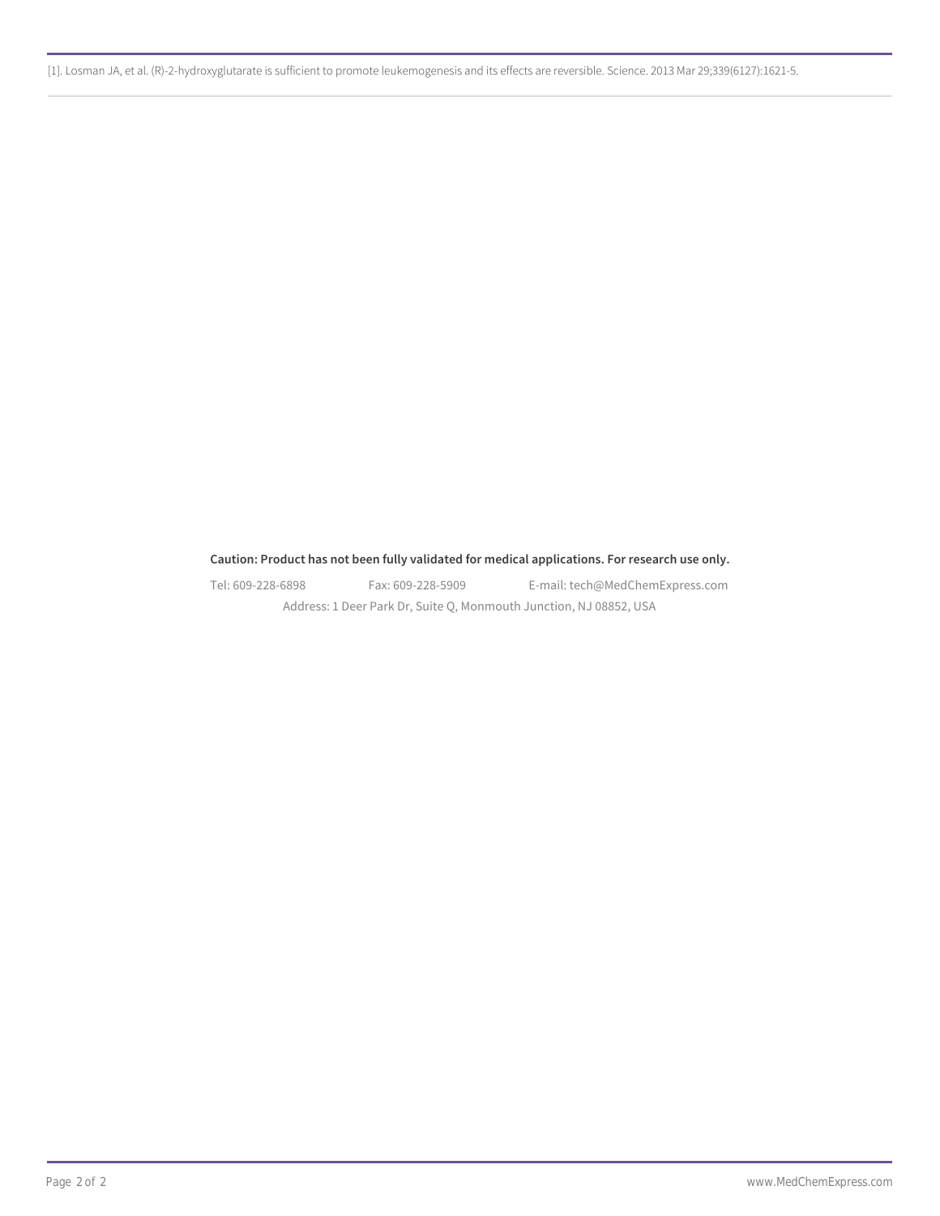[1]. Losman JA, et al. (R)-2-hydroxyglutarate is sufficient to promote leukemogenesis and its effects are reversible. Science. 2013 Mar 29;339(6127):1621-5.

**Caution: Product has not been fully validated for medical applications. For research use only.**

Tel: 609-228-6898 Fax: 609-228-5909 E-mail: tech@MedChemExpress.com

Address: 1 Deer Park Dr, Suite Q, Monmouth Junction, NJ 08852, USA